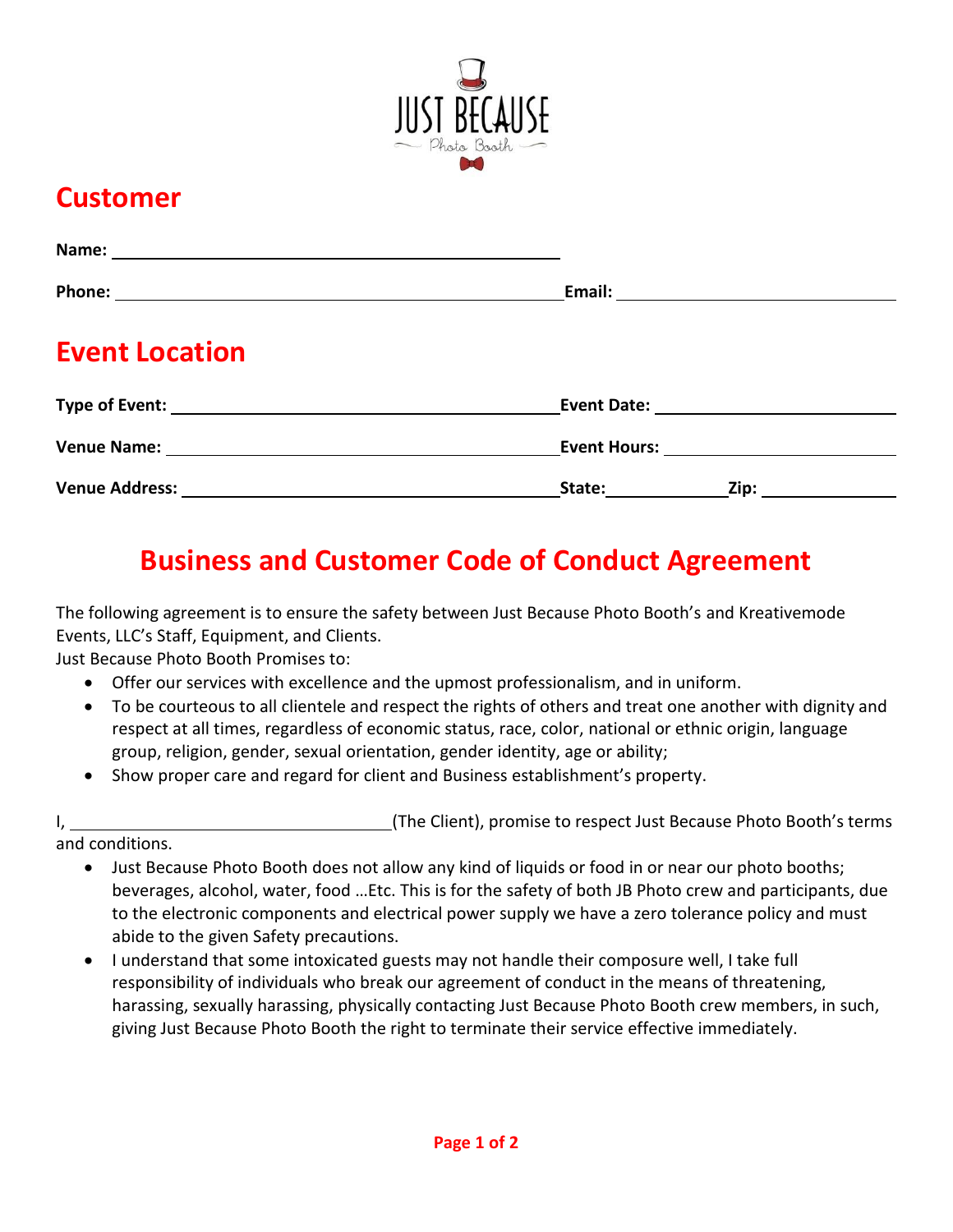JUST BECAUSE

Photo Booth

## Customer

**Name:** ______________________________________________

**Phone:** ______________________________________________ **Email:** ______________________________

## Event Location

**Type of Event:** ______________________________________ **Event Date:** ___________________________

**Venue Name:** ________________________________________ **Event Hours:** __________________________

**Venue Address:** ______________________________________ **State:** ____________ **Zip:** _____________

## Business and Customer Code of Conduct Agreement

The following agreement is to ensure the safety between Just Because Photo Booth's and Kreativemode Events, LLC's Staff, Equipment, and Clients.
Just Because Photo Booth Promises to:

- Offer our services with excellence and the upmost professionalism, and in uniform.
- To be courteous to all clientele and respect the rights of others and treat one another with dignity and respect at all times, regardless of economic status, race, color, national or ethnic origin, language group, religion, gender, sexual orientation, gender identity, age or ability;
- Show proper care and regard for client and Business establishment's property.

I, ___________________________________(The Client), promise to respect Just Because Photo Booth's terms and conditions.

- Just Because Photo Booth does not allow any kind of liquids or food in or near our photo booths; beverages, alcohol, water, food …Etc. This is for the safety of both JB Photo crew and participants, due to the electronic components and electrical power supply we have a zero tolerance policy and must abide to the given Safety precautions.
- I understand that some intoxicated guests may not handle their composure well, I take full responsibility of individuals who break our agreement of conduct in the means of threatening, harassing, sexually harassing, physically contacting Just Because Photo Booth crew members, in such, giving Just Because Photo Booth the right to terminate their service effective immediately.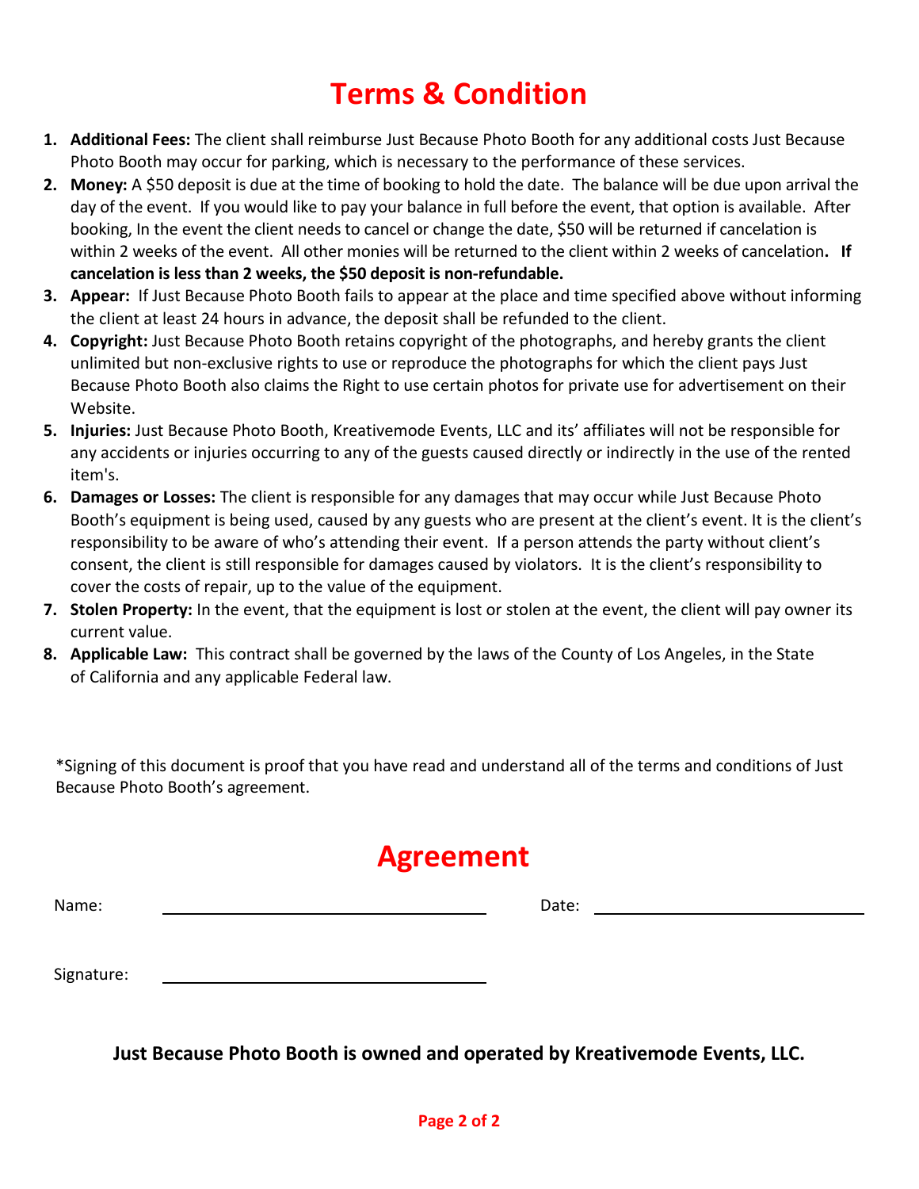# Terms & Condition

1. **Additional Fees:** The client shall reimburse Just Because Photo Booth for any additional costs Just Because Photo Booth may occur for parking, which is necessary to the performance of these services.
2. **Money:** A $50 deposit is due at the time of booking to hold the date. The balance will be due upon arrival the day of the event. If you would like to pay your balance in full before the event, that option is available. After booking, In the event the client needs to cancel or change the date, $50 will be returned if cancelation is within 2 weeks of the event. All other monies will be returned to the client within 2 weeks of cancelation**. If cancelation is less than 2 weeks, the $50 deposit is non-refundable.**
3. **Appear:** If Just Because Photo Booth fails to appear at the place and time specified above without informing the client at least 24 hours in advance, the deposit shall be refunded to the client.
4. **Copyright:** Just Because Photo Booth retains copyright of the photographs, and hereby grants the client unlimited but non-exclusive rights to use or reproduce the photographs for which the client pays Just Because Photo Booth also claims the Right to use certain photos for private use for advertisement on their Website.
5. **Injuries:** Just Because Photo Booth, Kreativemode Events, LLC and its' affiliates will not be responsible for any accidents or injuries occurring to any of the guests caused directly or indirectly in the use of the rented item's.
6. **Damages or Losses:** The client is responsible for any damages that may occur while Just Because Photo Booth's equipment is being used, caused by any guests who are present at the client's event. It is the client's responsibility to be aware of who's attending their event. If a person attends the party without client's consent, the client is still responsible for damages caused by violators. It is the client's responsibility to cover the costs of repair, up to the value of the equipment.
7. **Stolen Property:** In the event, that the equipment is lost or stolen at the event, the client will pay owner its current value.
8. **Applicable Law:** This contract shall be governed by the laws of the County of Los Angeles, in the State of California and any applicable Federal law.

*Signing of this document is proof that you have read and understand all of the terms and conditions of Just Because Photo Booth's agreement.

# Agreement

Name: ______________________________ Date: ______________________________

Signature: ______________________________

**Just Because Photo Booth is owned and operated by Kreativemode Events, LLC.**